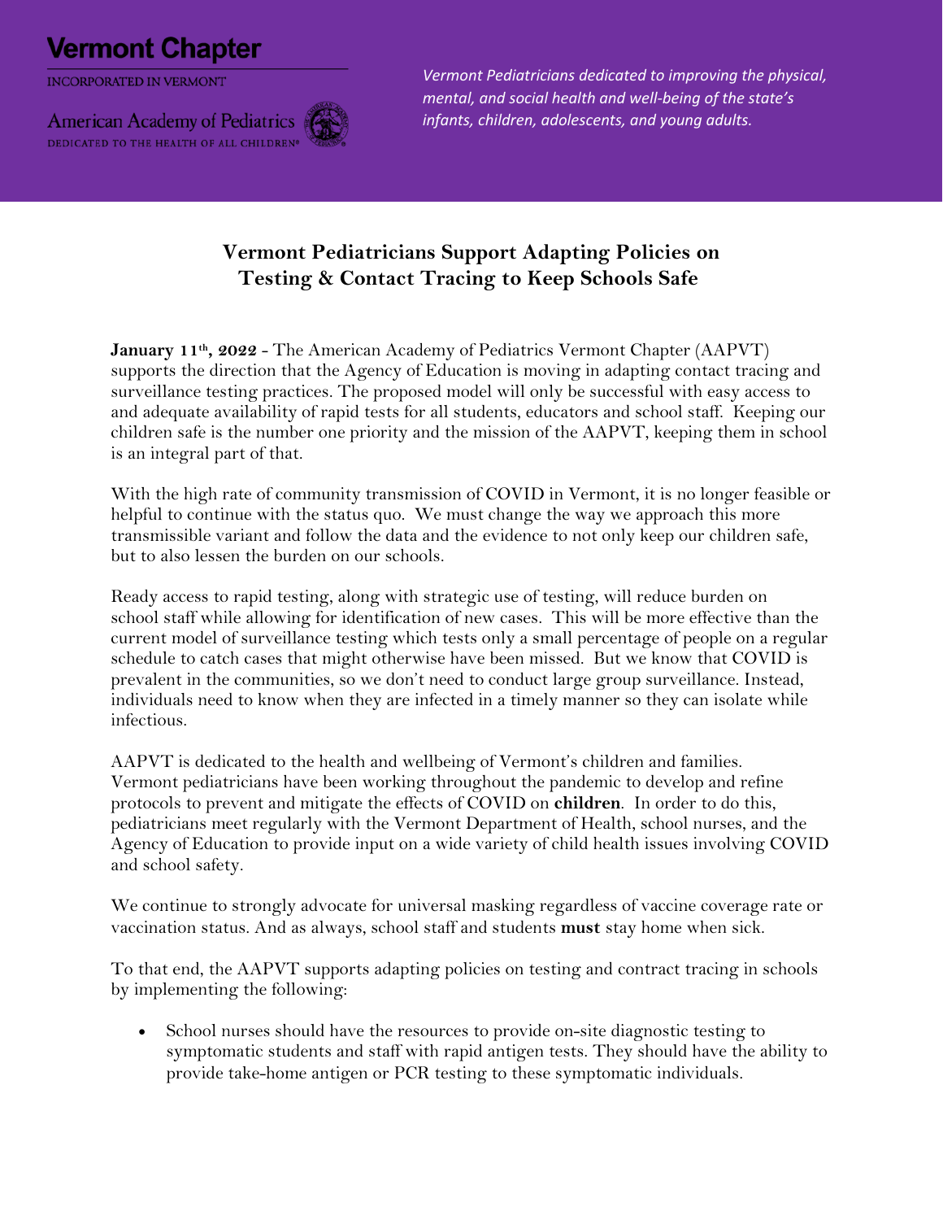**Vermont Chapter**

INCORPORATED IN VERMONT

American Academy of Pediatrics

DEDICATED TO THE HEALTH OF ALL CHILDREN®

*Vermont Pediatricians dedicated to improving the physical, mental, and social health and well-being of the state's infants, children, adolescents, and young adults.*

# Vermont Pediatricians Support Adapting Policies on Testing & Contact Tracing to Keep Schools Safe

**January 11th, 2022** - The American Academy of Pediatrics Vermont Chapter (AAPVT) supports the direction that the Agency of Education is moving in adapting contact tracing and surveillance testing practices. The proposed model will only be successful with easy access to and adequate availability of rapid tests for all students, educators and school staff. Keeping our children safe is the number one priority and the mission of the AAPVT, keeping them in school is an integral part of that.

With the high rate of community transmission of COVID in Vermont, it is no longer feasible or helpful to continue with the status quo. We must change the way we approach this more transmissible variant and follow the data and the evidence to not only keep our children safe, but to also lessen the burden on our schools.

Ready access to rapid testing, along with strategic use of testing, will reduce burden on school staff while allowing for identification of new cases. This will be more effective than the current model of surveillance testing which tests only a small percentage of people on a regular schedule to catch cases that might otherwise have been missed. But we know that COVID is prevalent in the communities, so we don't need to conduct large group surveillance. Instead, individuals need to know when they are infected in a timely manner so they can isolate while infectious.

AAPVT is dedicated to the health and wellbeing of Vermont's children and families. Vermont pediatricians have been working throughout the pandemic to develop and refine protocols to prevent and mitigate the effects of COVID on **children**. In order to do this, pediatricians meet regularly with the Vermont Department of Health, school nurses, and the Agency of Education to provide input on a wide variety of child health issues involving COVID and school safety.

We continue to strongly advocate for universal masking regardless of vaccine coverage rate or vaccination status. And as always, school staff and students **must** stay home when sick.

To that end, the AAPVT supports adapting policies on testing and contract tracing in schools by implementing the following:

- School nurses should have the resources to provide on-site diagnostic testing to symptomatic students and staff with rapid antigen tests. They should have the ability to provide take-home antigen or PCR testing to these symptomatic individuals.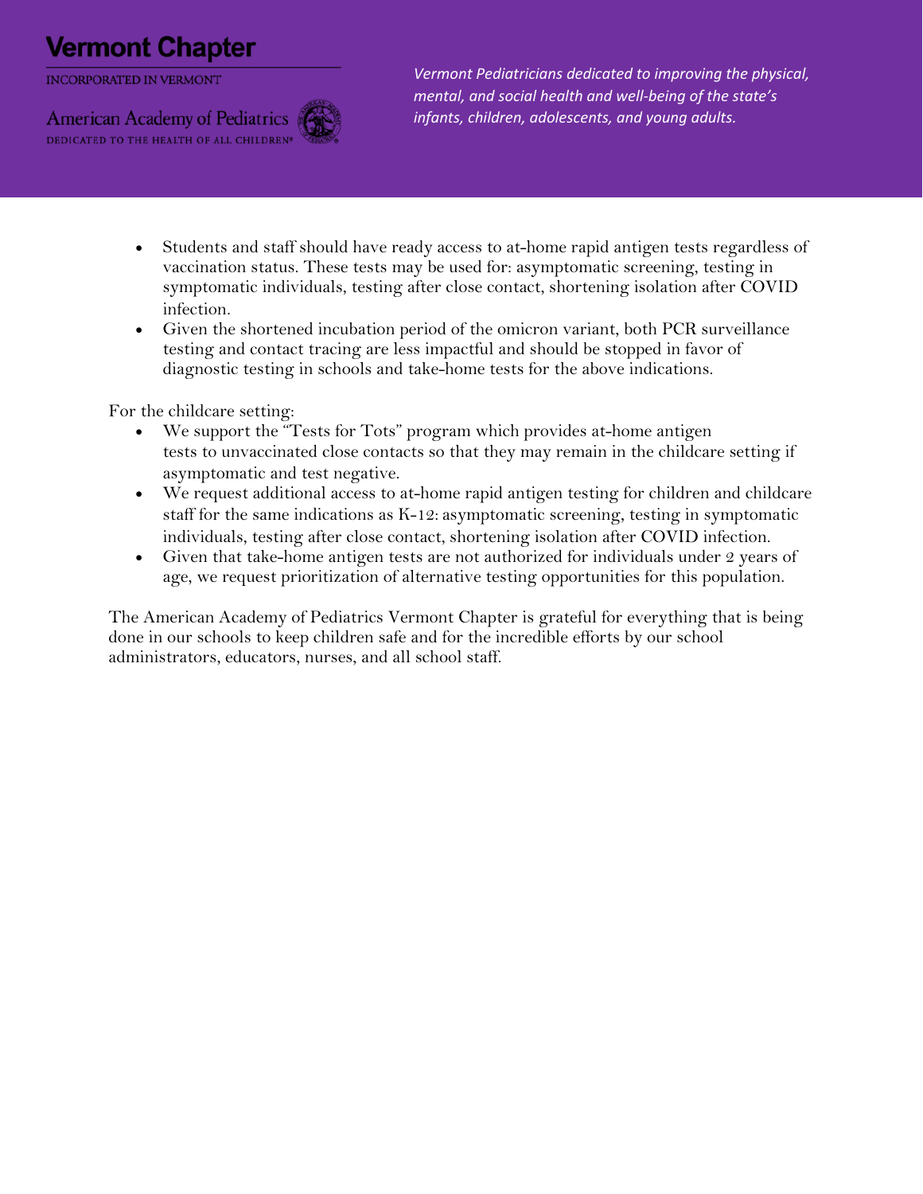**Vermont Chapter**

INCORPORATED IN VERMONT

American Academy of Pediatrics

DEDICATED TO THE HEALTH OF ALL CHILDREN®

*Vermont Pediatricians dedicated to improving the physical, mental, and social health and well-being of the state's infants, children, adolescents, and young adults.*

- Students and staff should have ready access to at-home rapid antigen tests regardless of vaccination status. These tests may be used for: asymptomatic screening, testing in symptomatic individuals, testing after close contact, shortening isolation after COVID infection.
- Given the shortened incubation period of the omicron variant, both PCR surveillance testing and contact tracing are less impactful and should be stopped in favor of diagnostic testing in schools and take-home tests for the above indications.

For the childcare setting:

- We support the "Tests for Tots" program which provides at-home antigen tests to unvaccinated close contacts so that they may remain in the childcare setting if asymptomatic and test negative.
- We request additional access to at-home rapid antigen testing for children and childcare staff for the same indications as K-12: asymptomatic screening, testing in symptomatic individuals, testing after close contact, shortening isolation after COVID infection.
- Given that take-home antigen tests are not authorized for individuals under 2 years of age, we request prioritization of alternative testing opportunities for this population.

The American Academy of Pediatrics Vermont Chapter is grateful for everything that is being done in our schools to keep children safe and for the incredible efforts by our school administrators, educators, nurses, and all school staff.